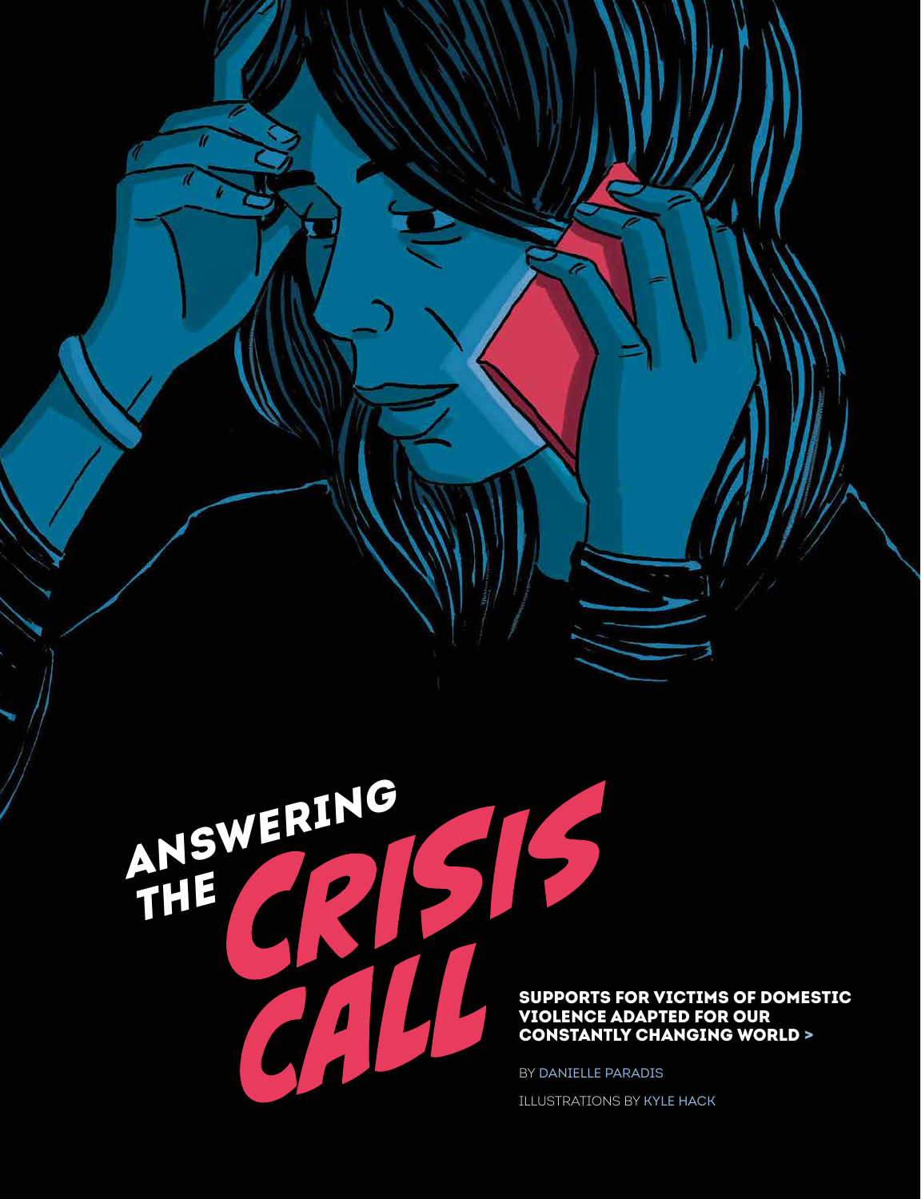# ANSWERING THE CRISIS CALL

**SUPPORTS FOR VICTIMS OF DOMESTIC VIOLENCE ADAPTED FOR OUR CONSTANTLY CHANGING WORLD >**

BY DANIELLE PARADIS

ILLUSTRATIONS BY KYLE HACK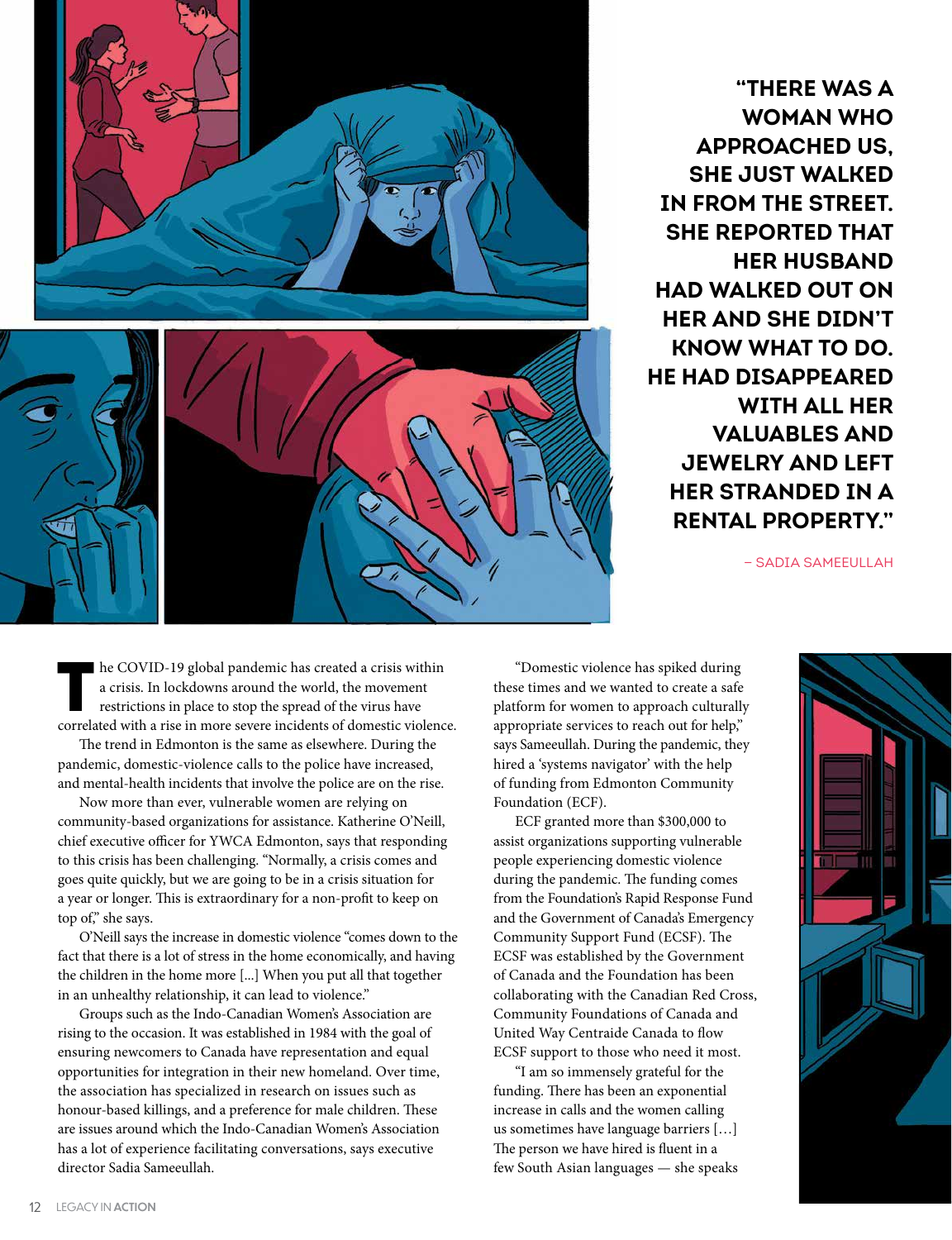> **"THERE WAS A WOMAN WHO APPROACHED US, SHE JUST WALKED IN FROM THE STREET. SHE REPORTED THAT HER HUSBAND HAD WALKED OUT ON HER AND SHE DIDN'T KNOW WHAT TO DO. HE HAD DISAPPEARED WITH ALL HER VALUABLES AND JEWELRY AND LEFT HER STRANDED IN A RENTAL PROPERTY."**
>
> – SADIA SAMEEULLAH

The COVID-19 global pandemic has created a crisis within a crisis. In lockdowns around the world, the movement restrictions in place to stop the spread of the virus have correlated with a rise in more severe incidents of domestic violence.

The trend in Edmonton is the same as elsewhere. During the pandemic, domestic-violence calls to the police have increased, and mental-health incidents that involve the police are on the rise.

Now more than ever, vulnerable women are relying on community-based organizations for assistance. Katherine O'Neill, chief executive officer for YWCA Edmonton, says that responding to this crisis has been challenging. "Normally, a crisis comes and goes quite quickly, but we are going to be in a crisis situation for a year or longer. This is extraordinary for a non-profit to keep on top of," she says.

O'Neill says the increase in domestic violence "comes down to the fact that there is a lot of stress in the home economically, and having the children in the home more [...] When you put all that together in an unhealthy relationship, it can lead to violence."

Groups such as the Indo-Canadian Women's Association are rising to the occasion. It was established in 1984 with the goal of ensuring newcomers to Canada have representation and equal opportunities for integration in their new homeland. Over time, the association has specialized in research on issues such as honour-based killings, and a preference for male children. These are issues around which the Indo-Canadian Women's Association has a lot of experience facilitating conversations, says executive director Sadia Sameeullah.

"Domestic violence has spiked during these times and we wanted to create a safe platform for women to approach culturally appropriate services to reach out for help," says Sameeullah. During the pandemic, they hired a 'systems navigator' with the help of funding from Edmonton Community Foundation (ECF).

ECF granted more than $300,000 to assist organizations supporting vulnerable people experiencing domestic violence during the pandemic. The funding comes from the Foundation's Rapid Response Fund and the Government of Canada's Emergency Community Support Fund (ECSF). The ECSF was established by the Government of Canada and the Foundation has been collaborating with the Canadian Red Cross, Community Foundations of Canada and United Way Centraide Canada to flow ECSF support to those who need it most.

"I am so immensely grateful for the funding. There has been an exponential increase in calls and the women calling us sometimes have language barriers […] The person we have hired is fluent in a few South Asian languages — she speaks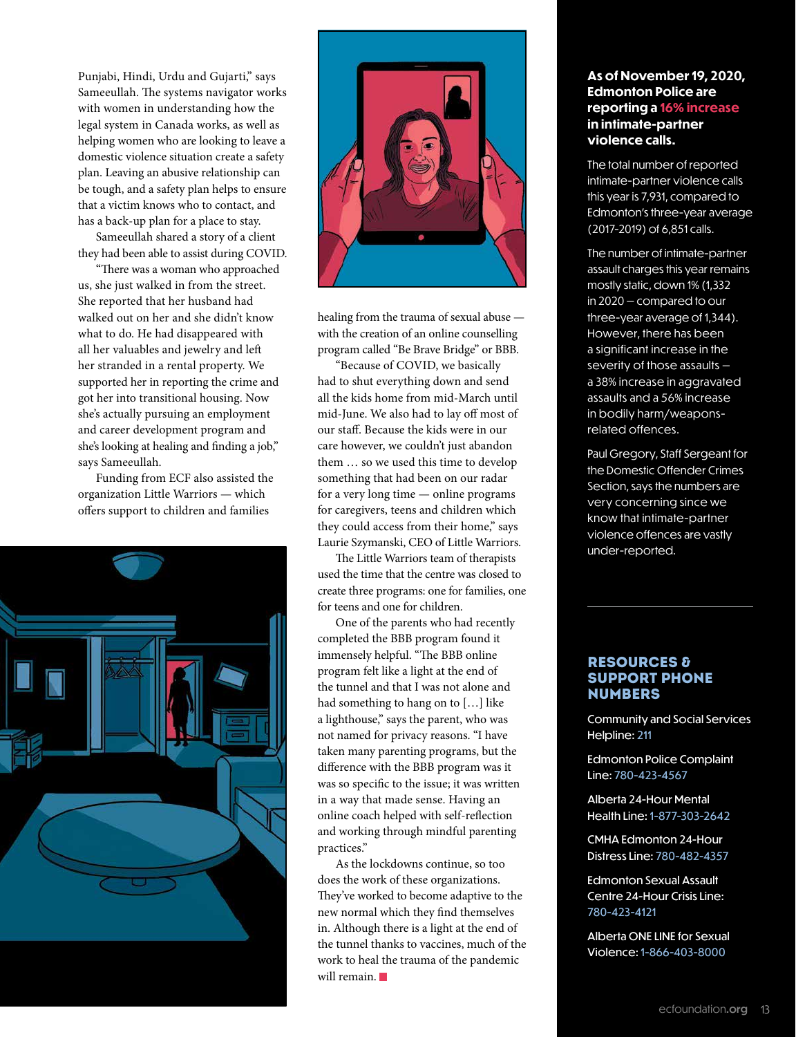Punjabi, Hindi, Urdu and Gujarti," says Sameeullah. The systems navigator works with women in understanding how the legal system in Canada works, as well as helping women who are looking to leave a domestic violence situation create a safety plan. Leaving an abusive relationship can be tough, and a safety plan helps to ensure that a victim knows who to contact, and has a back-up plan for a place to stay.

Sameeullah shared a story of a client they had been able to assist during COVID.

"There was a woman who approached us, she just walked in from the street. She reported that her husband had walked out on her and she didn't know what to do. He had disappeared with all her valuables and jewelry and left her stranded in a rental property. We supported her in reporting the crime and got her into transitional housing. Now she's actually pursuing an employment and career development program and she's looking at healing and finding a job," says Sameeullah.

Funding from ECF also assisted the organization Little Warriors — which offers support to children and families healing from the trauma of sexual abuse — with the creation of an online counselling program called "Be Brave Bridge" or BBB.

"Because of COVID, we basically had to shut everything down and send all the kids home from mid-March until mid-June. We also had to lay off most of our staff. Because the kids were in our care however, we couldn't just abandon them … so we used this time to develop something that had been on our radar for a very long time — online programs for caregivers, teens and children which they could access from their home," says Laurie Szymanski, CEO of Little Warriors.

The Little Warriors team of therapists used the time that the centre was closed to create three programs: one for families, one for teens and one for children.

One of the parents who had recently completed the BBB program found it immensely helpful. "The BBB online program felt like a light at the end of the tunnel and that I was not alone and had something to hang on to […] like a lighthouse," says the parent, who was not named for privacy reasons. "I have taken many parenting programs, but the difference with the BBB program was it was so specific to the issue; it was written in a way that made sense. Having an online coach helped with self-reflection and working through mindful parenting practices."

As the lockdowns continue, so too does the work of these organizations. They've worked to become adaptive to the new normal which they find themselves in. Although there is a light at the end of the tunnel thanks to vaccines, much of the work to heal the trauma of the pandemic will remain.

**As of November 19, 2020, Edmonton Police are reporting a 16% increase in intimate-partner violence calls.**

The total number of reported intimate-partner violence calls this year is 7,931, compared to Edmonton's three-year average (2017-2019) of 6,851 calls.

The number of intimate-partner assault charges this year remains mostly static, down 1% (1,332 in 2020 – compared to our three-year average of 1,344). However, there has been a significant increase in the severity of those assaults – a 38% increase in aggravated assaults and a 56% increase in bodily harm/weapons-related offences.

Paul Gregory, Staff Sergeant for the Domestic Offender Crimes Section, says the numbers are very concerning since we know that intimate-partner violence offences are vastly under-reported.

## RESOURCES & SUPPORT PHONE NUMBERS

Community and Social Services Helpline: 211

Edmonton Police Complaint Line: 780-423-4567

Alberta 24-Hour Mental Health Line: 1-877-303-2642

CMHA Edmonton 24-Hour Distress Line: 780-482-4357

Edmonton Sexual Assault Centre 24-Hour Crisis Line: 780-423-4121

Alberta ONE LINE for Sexual Violence: 1-866-403-8000